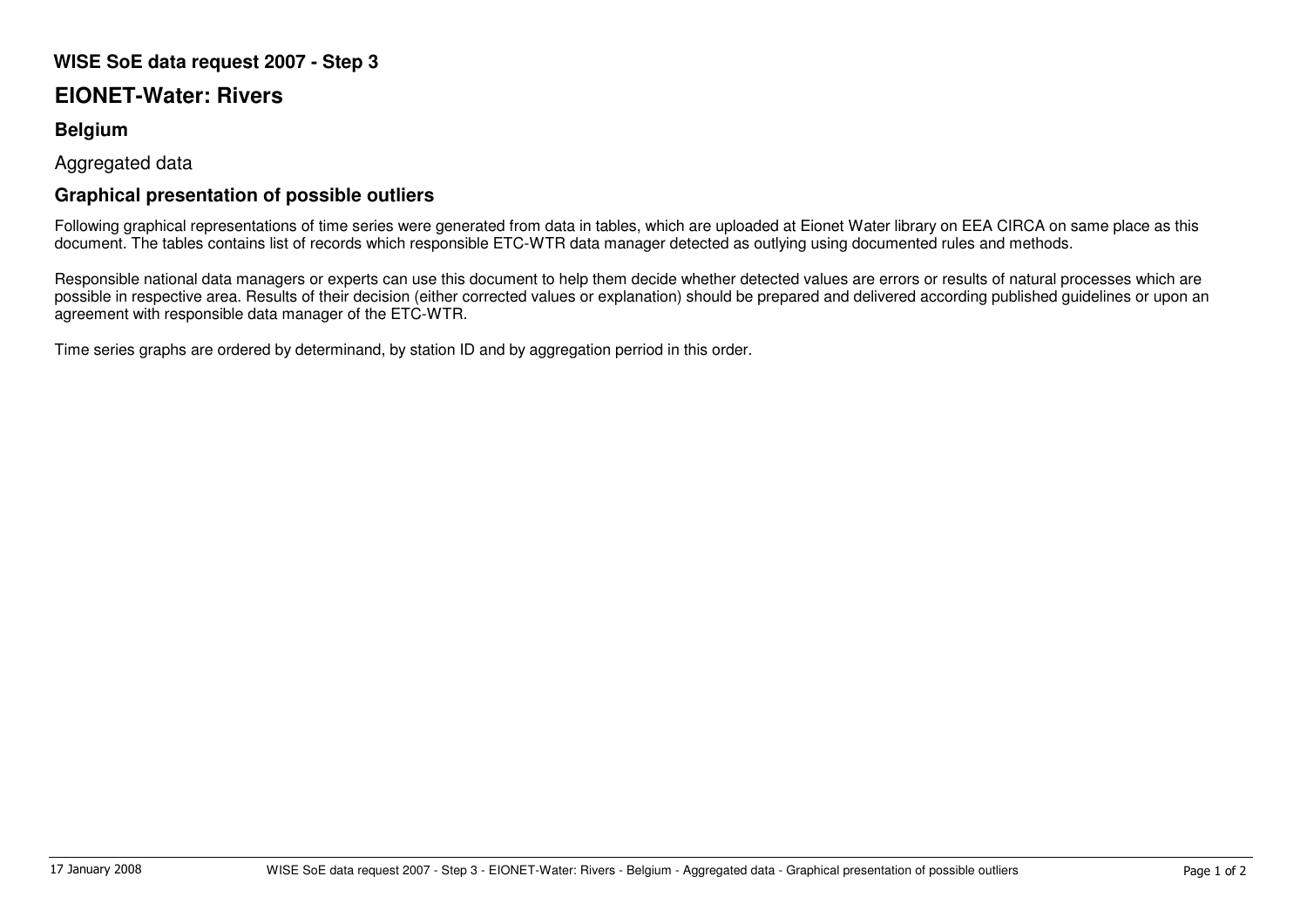**WISE SoE data request 2007 - Step 3**

# EIONET-Water: Rivers

## Belgium

Aggregated data

## Graphical presentation of possible outliers

Following graphical representations of time series were generated from data in tables, which are uploaded at Eionet Water library on EEA CIRCA on same place as this document. The tables contains list of records which responsible ETC-WTR data manager detected as outlying using documented rules and methods.

Responsible national data managers or experts can use this document to help them decide whether detected values are errors or results of natural processes which are possible in respective area. Results of their decision (either corrected values or explanation) should be prepared and delivered according published guidelines or upon an agreement with responsible data manager of the ETC-WTR.

Time series graphs are ordered by determinand, by station ID and by aggregation perriod in this order.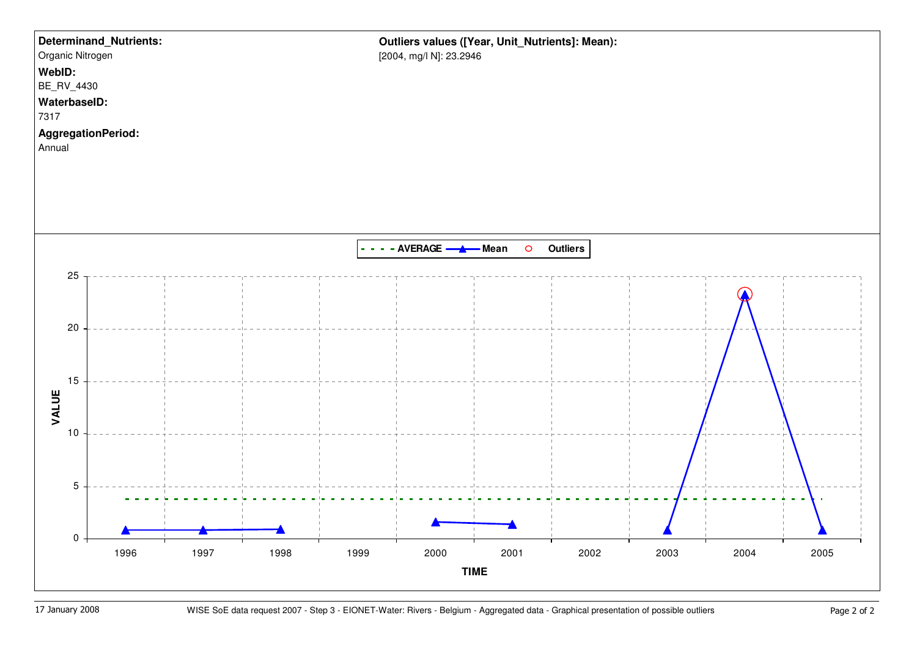**Determinand_Nutrients:**

Organic Nitrogen

**WebID:**

BE_RV_4430

**WaterbaseID:**

7317

**AggregationPeriod:**

Annual

**Outliers values ([Year, Unit_Nutrients]: Mean):**

[2004, mg/l N]: 23.2946

AVERAGE
Mean
Outliers

VALUE

25
20
15
10
5
0

1996
1997
1998
1999
2000
2001
2002
2003
2004
2005

TIME

17 January 2008

WISE SoE data request 2007 - Step 3 - EIONET-Water: Rivers - Belgium - Aggregated data - Graphical presentation of possible outliers